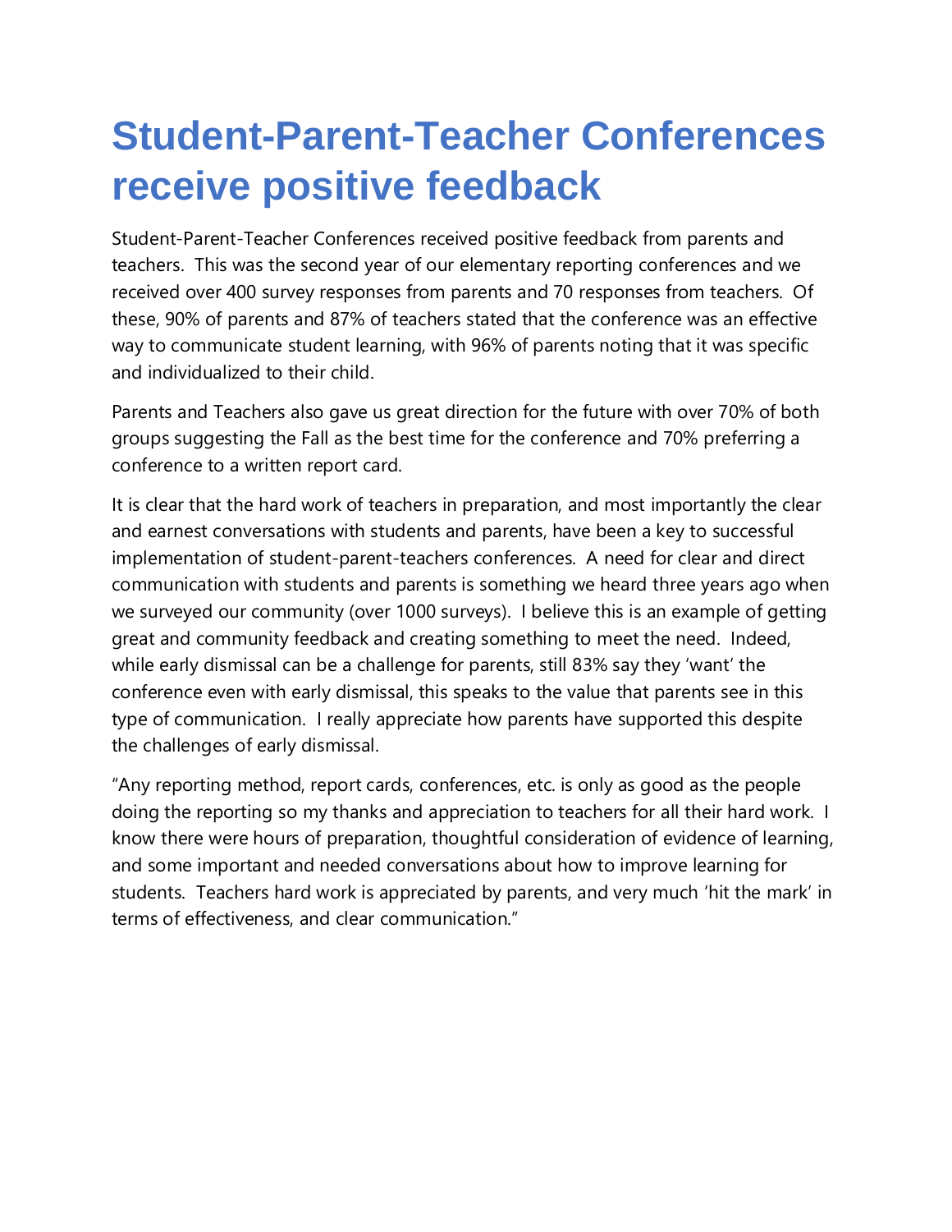# Student-Parent-Teacher Conferences receive positive feedback

Student-Parent-Teacher Conferences received positive feedback from parents and teachers. This was the second year of our elementary reporting conferences and we received over 400 survey responses from parents and 70 responses from teachers. Of these, 90% of parents and 87% of teachers stated that the conference was an effective way to communicate student learning, with 96% of parents noting that it was specific and individualized to their child.

Parents and Teachers also gave us great direction for the future with over 70% of both groups suggesting the Fall as the best time for the conference and 70% preferring a conference to a written report card.

It is clear that the hard work of teachers in preparation, and most importantly the clear and earnest conversations with students and parents, have been a key to successful implementation of student-parent-teachers conferences. A need for clear and direct communication with students and parents is something we heard three years ago when we surveyed our community (over 1000 surveys). I believe this is an example of getting great and community feedback and creating something to meet the need. Indeed, while early dismissal can be a challenge for parents, still 83% say they 'want' the conference even with early dismissal, this speaks to the value that parents see in this type of communication. I really appreciate how parents have supported this despite the challenges of early dismissal.

"Any reporting method, report cards, conferences, etc. is only as good as the people doing the reporting so my thanks and appreciation to teachers for all their hard work. I know there were hours of preparation, thoughtful consideration of evidence of learning, and some important and needed conversations about how to improve learning for students. Teachers hard work is appreciated by parents, and very much 'hit the mark' in terms of effectiveness, and clear communication."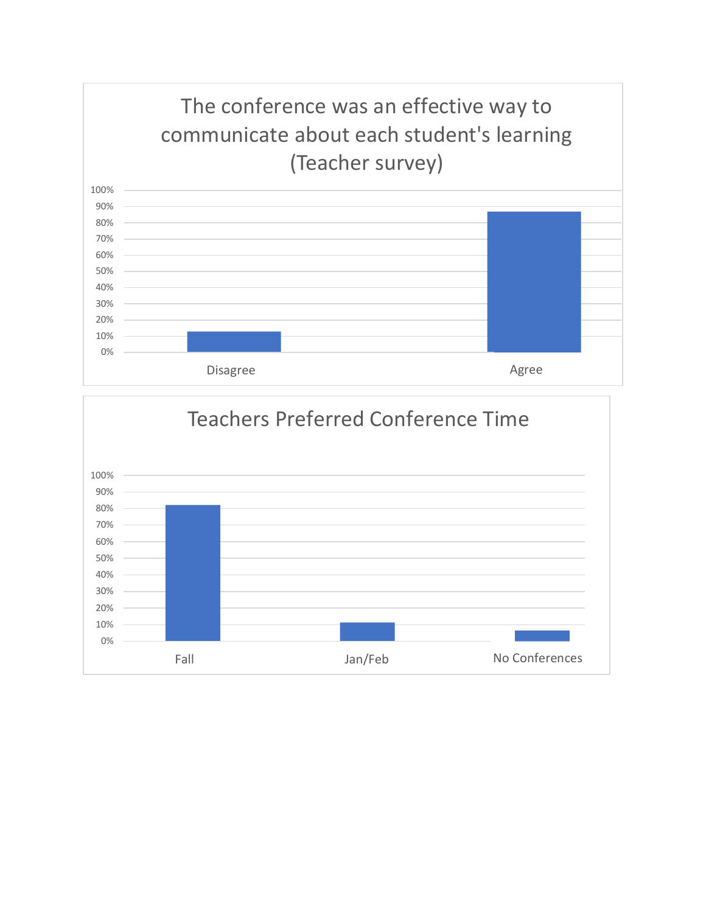## The conference was an effective way to communicate about each student's learning (Teacher survey)

| | Disagree | Agree |
|---|---|---|
| Percent | ~13% | ~87% |

## Teachers Preferred Conference Time

| | Fall | Jan/Feb | No Conferences |
|---|---|---|---|
| Percent | ~82% | ~11% | ~6% |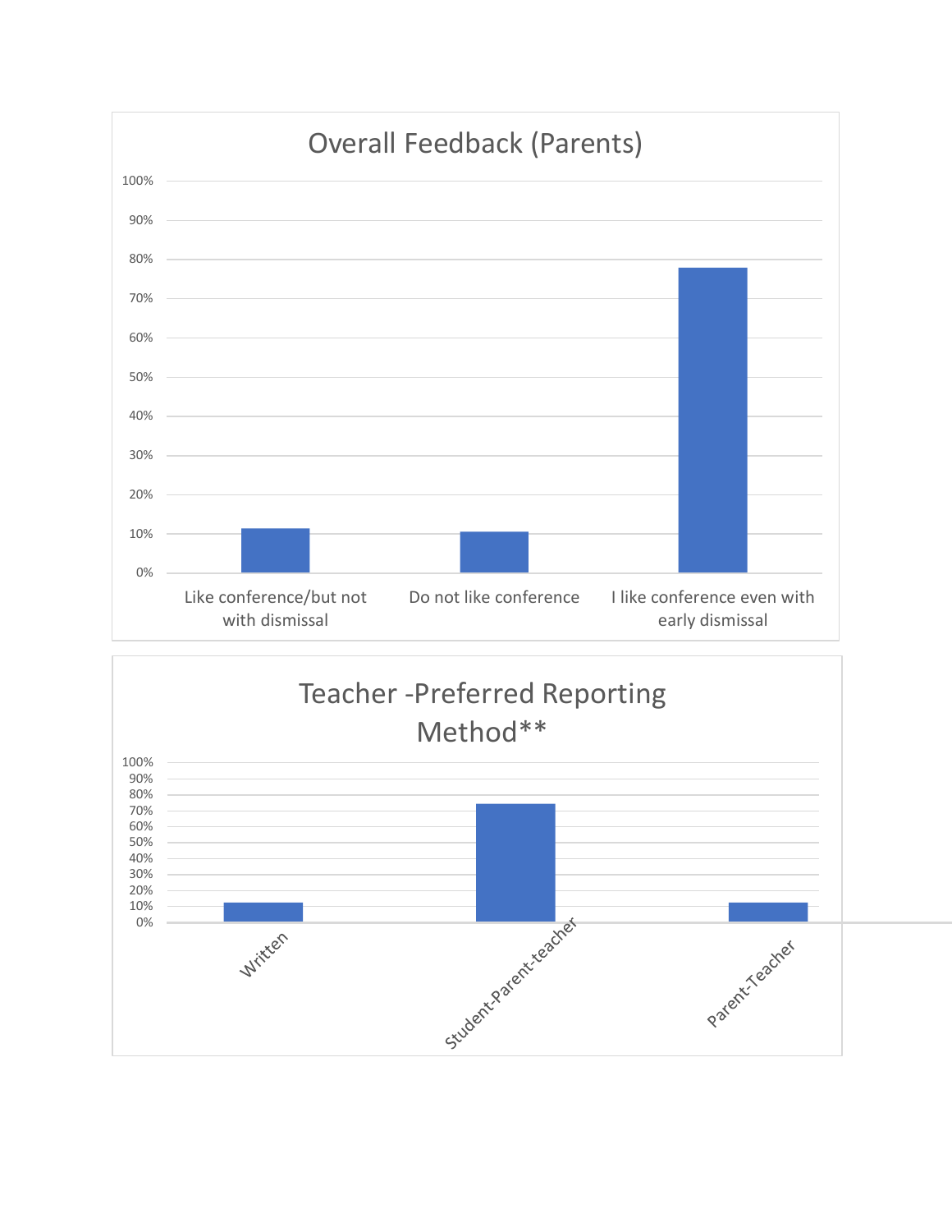## Overall Feedback (Parents)

100%
90%
80%
70%
60%
50%
40%
30%
20%
10%
0%

Like conference/but not with dismissal | Do not like conference | I like conference even with early dismissal

## Teacher -Preferred Reporting Method**

100%
90%
80%
70%
60%
50%
40%
30%
20%
10%
0%

Written | Student-Parent-teacher | Parent-Teacher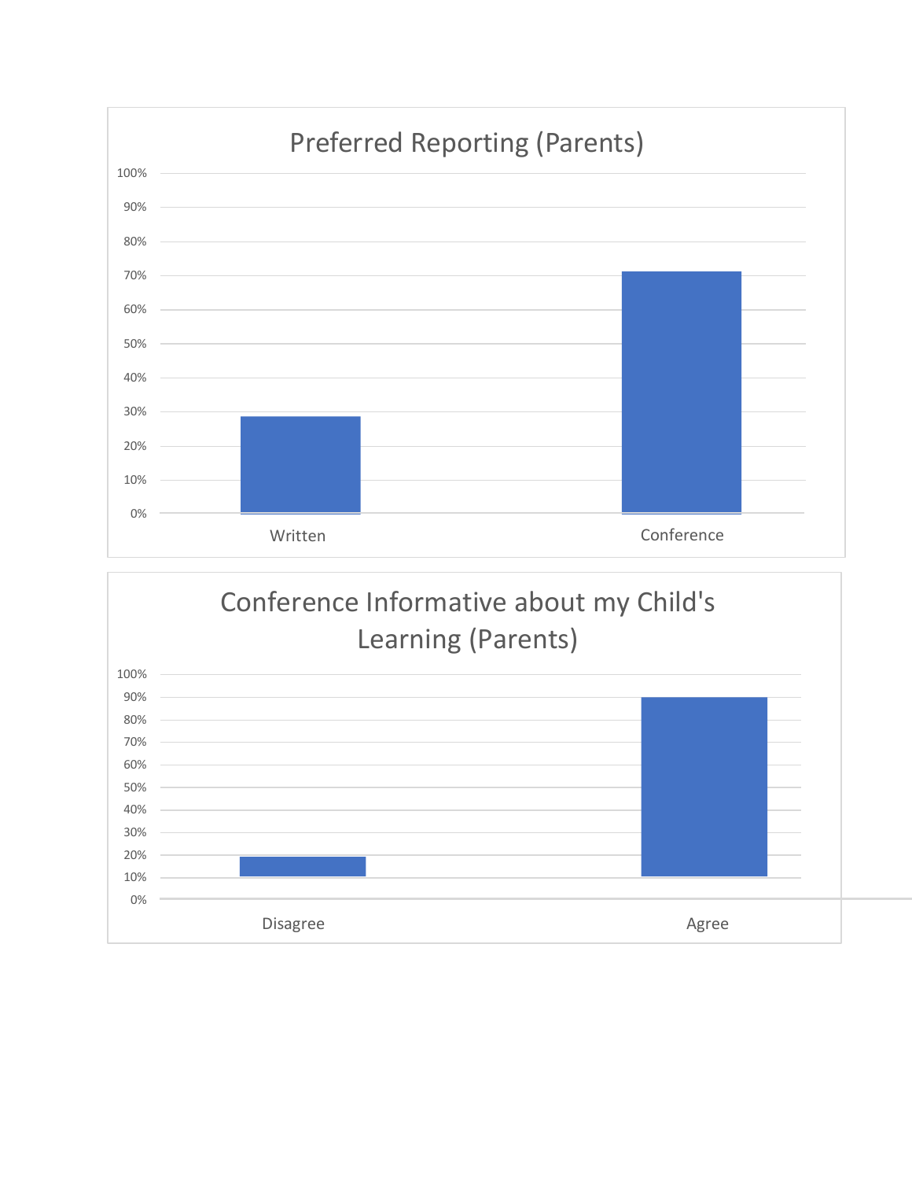Preferred Reporting (Parents)

100%
90%
80%
70%
60%
50%
40%
30%
20%
10%
0%

Written

Conference

Conference Informative about my Child's Learning (Parents)

100%
90%
80%
70%
60%
50%
40%
30%
20%
10%
0%

Disagree

Agree